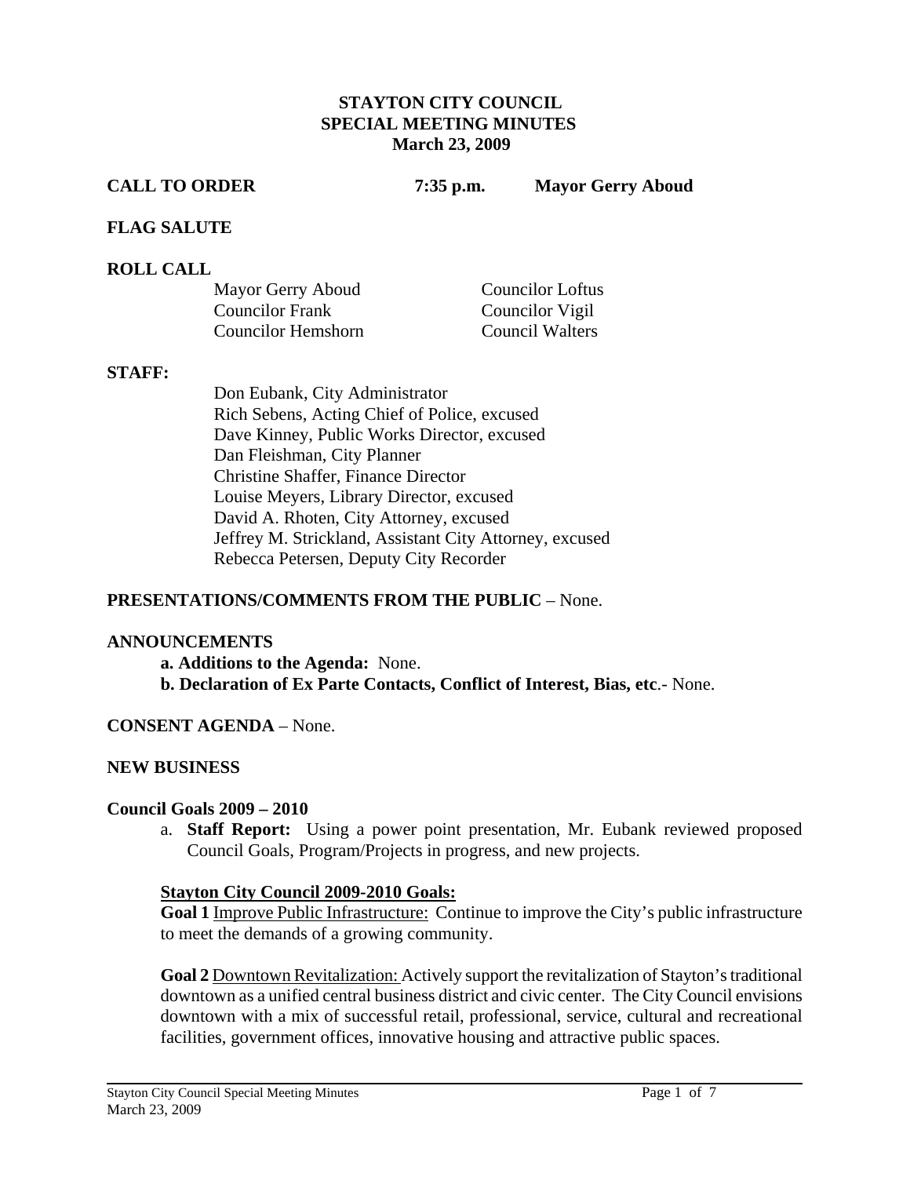**STAYTON CITY COUNCIL**
**SPECIAL MEETING MINUTES**
**March 23, 2009**

**CALL TO ORDER** **7:35 p.m.** **Mayor Gerry Aboud**

**FLAG SALUTE**

**ROLL CALL**

| | |
|---|---|
| Mayor Gerry Aboud | Councilor Loftus |
| Councilor Frank | Councilor Vigil |
| Councilor Hemshorn | Council Walters |

**STAFF:**

Don Eubank, City Administrator
Rich Sebens, Acting Chief of Police, excused
Dave Kinney, Public Works Director, excused
Dan Fleishman, City Planner
Christine Shaffer, Finance Director
Louise Meyers, Library Director, excused
David A. Rhoten, City Attorney, excused
Jeffrey M. Strickland, Assistant City Attorney, excused
Rebecca Petersen, Deputy City Recorder

**PRESENTATIONS/COMMENTS FROM THE PUBLIC** – None.

**ANNOUNCEMENTS**

**a. Additions to the Agenda:** None.
**b. Declaration of Ex Parte Contacts, Conflict of Interest, Bias, etc**.- None.

**CONSENT AGENDA** – None.

**NEW BUSINESS**

**Council Goals 2009 – 2010**

a. **Staff Report:** Using a power point presentation, Mr. Eubank reviewed proposed Council Goals, Program/Projects in progress, and new projects.

**Stayton City Council 2009-2010 Goals:**

**Goal 1** Improve Public Infrastructure: Continue to improve the City's public infrastructure to meet the demands of a growing community.

**Goal 2** Downtown Revitalization: Actively support the revitalization of Stayton's traditional downtown as a unified central business district and civic center. The City Council envisions downtown with a mix of successful retail, professional, service, cultural and recreational facilities, government offices, innovative housing and attractive public spaces.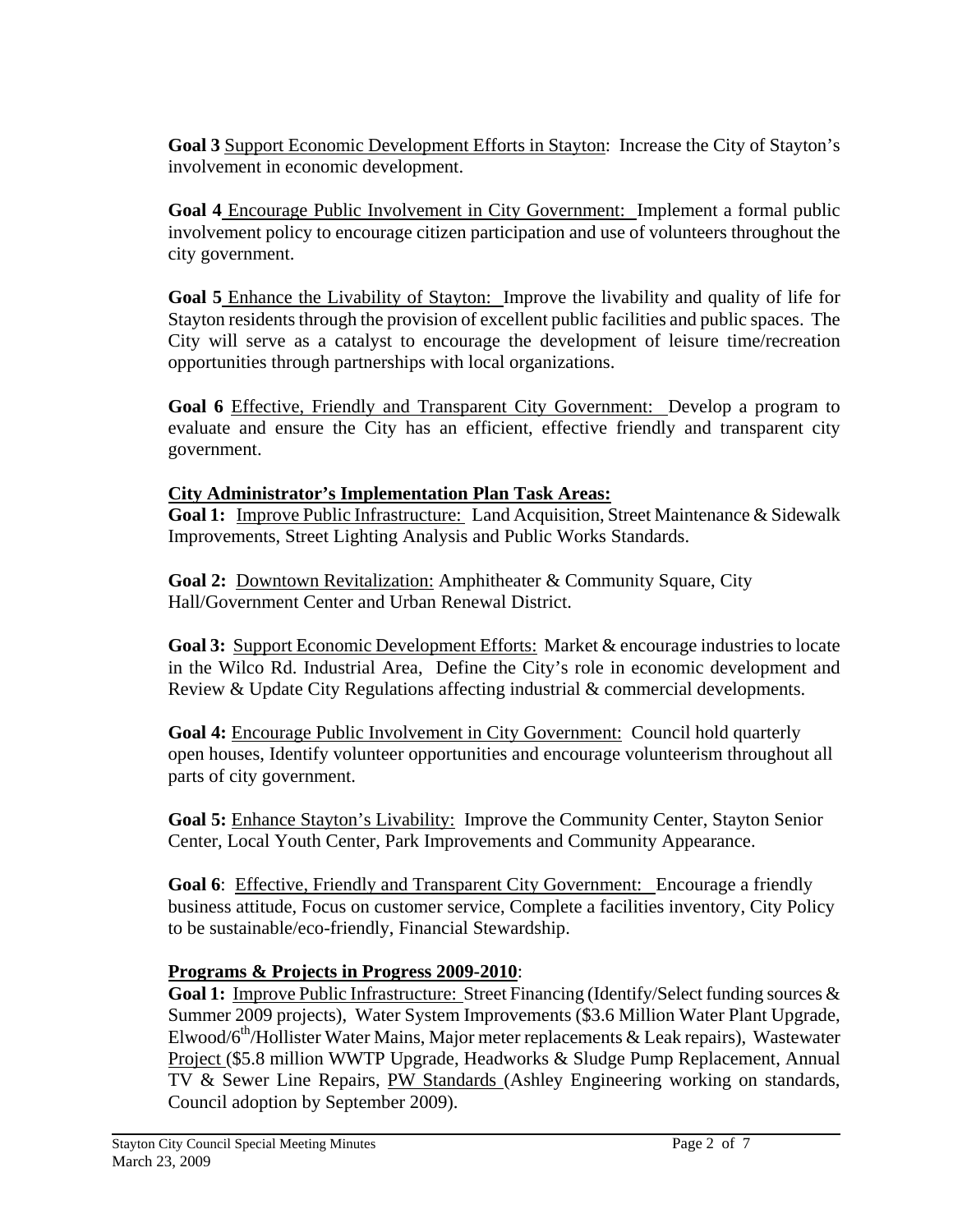**Goal 3** Support Economic Development Efforts in Stayton: Increase the City of Stayton's involvement in economic development.

**Goal 4** Encourage Public Involvement in City Government: Implement a formal public involvement policy to encourage citizen participation and use of volunteers throughout the city government.

**Goal 5** Enhance the Livability of Stayton: Improve the livability and quality of life for Stayton residents through the provision of excellent public facilities and public spaces. The City will serve as a catalyst to encourage the development of leisure time/recreation opportunities through partnerships with local organizations.

**Goal 6** Effective, Friendly and Transparent City Government: Develop a program to evaluate and ensure the City has an efficient, effective friendly and transparent city government.

**City Administrator's Implementation Plan Task Areas:**

**Goal 1:** Improve Public Infrastructure: Land Acquisition, Street Maintenance & Sidewalk Improvements, Street Lighting Analysis and Public Works Standards.

**Goal 2:** Downtown Revitalization: Amphitheater & Community Square, City Hall/Government Center and Urban Renewal District.

**Goal 3:** Support Economic Development Efforts: Market & encourage industries to locate in the Wilco Rd. Industrial Area, Define the City's role in economic development and Review & Update City Regulations affecting industrial & commercial developments.

**Goal 4:** Encourage Public Involvement in City Government: Council hold quarterly open houses, Identify volunteer opportunities and encourage volunteerism throughout all parts of city government.

**Goal 5:** Enhance Stayton's Livability: Improve the Community Center, Stayton Senior Center, Local Youth Center, Park Improvements and Community Appearance.

**Goal 6**: Effective, Friendly and Transparent City Government: Encourage a friendly business attitude, Focus on customer service, Complete a facilities inventory, City Policy to be sustainable/eco-friendly, Financial Stewardship.

**Programs & Projects in Progress 2009-2010**:

**Goal 1:** Improve Public Infrastructure: Street Financing (Identify/Select funding sources & Summer 2009 projects), Water System Improvements ($3.6 Million Water Plant Upgrade, Elwood/6th/Hollister Water Mains, Major meter replacements & Leak repairs), Wastewater Project ($5.8 million WWTP Upgrade, Headworks & Sludge Pump Replacement, Annual TV & Sewer Line Repairs, PW Standards (Ashley Engineering working on standards, Council adoption by September 2009).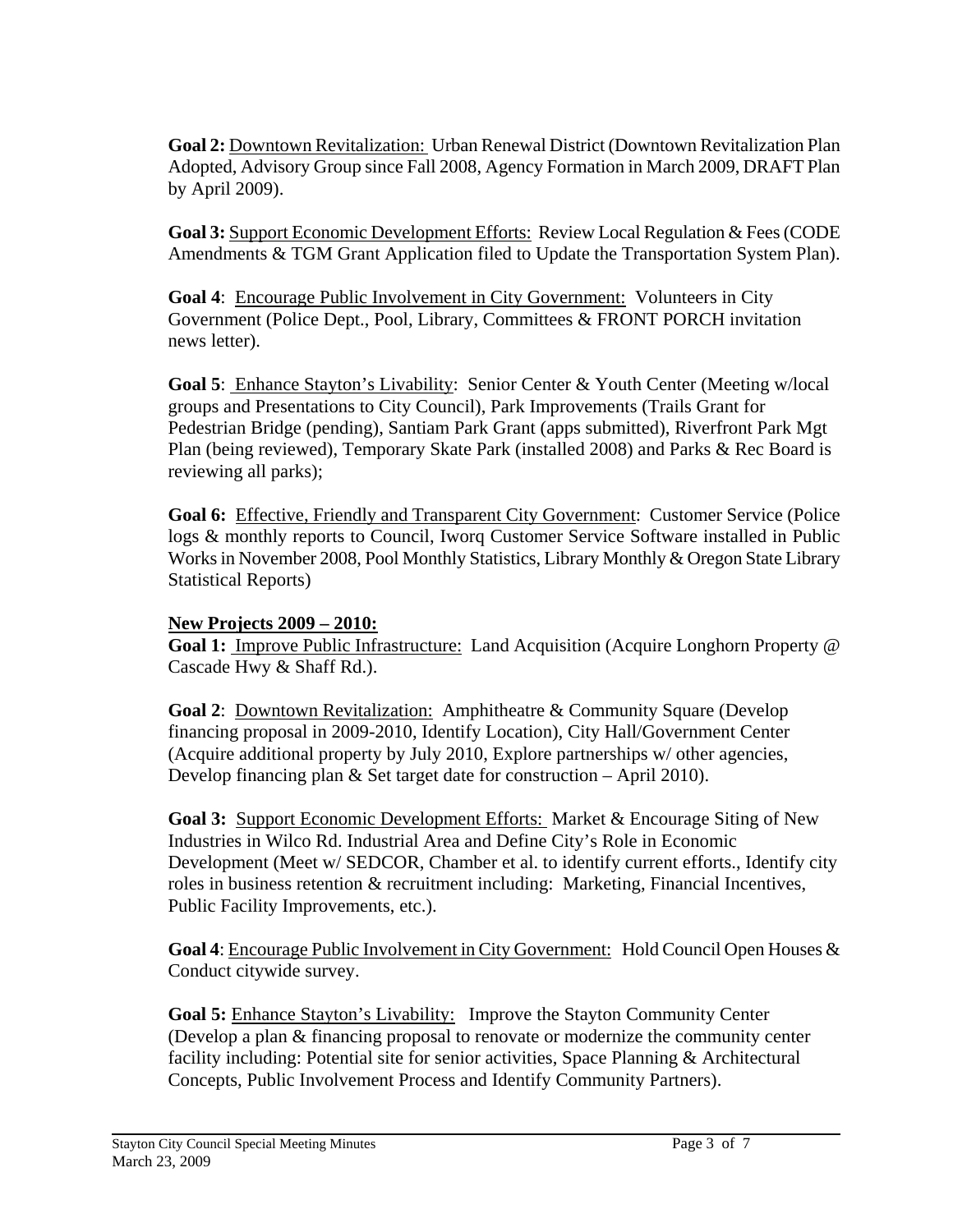**Goal 2:** Downtown Revitalization: Urban Renewal District (Downtown Revitalization Plan Adopted, Advisory Group since Fall 2008, Agency Formation in March 2009, DRAFT Plan by April 2009).

**Goal 3:** Support Economic Development Efforts: Review Local Regulation & Fees (CODE Amendments & TGM Grant Application filed to Update the Transportation System Plan).

**Goal 4**: Encourage Public Involvement in City Government: Volunteers in City Government (Police Dept., Pool, Library, Committees & FRONT PORCH invitation news letter).

**Goal 5**: Enhance Stayton's Livability: Senior Center & Youth Center (Meeting w/local groups and Presentations to City Council), Park Improvements (Trails Grant for Pedestrian Bridge (pending), Santiam Park Grant (apps submitted), Riverfront Park Mgt Plan (being reviewed), Temporary Skate Park (installed 2008) and Parks & Rec Board is reviewing all parks);

**Goal 6:** Effective, Friendly and Transparent City Government: Customer Service (Police logs & monthly reports to Council, Iworq Customer Service Software installed in Public Works in November 2008, Pool Monthly Statistics, Library Monthly & Oregon State Library Statistical Reports)

**New Projects 2009 – 2010:**

**Goal 1:** Improve Public Infrastructure: Land Acquisition (Acquire Longhorn Property @ Cascade Hwy & Shaff Rd.).

**Goal 2**: Downtown Revitalization: Amphitheatre & Community Square (Develop financing proposal in 2009-2010, Identify Location), City Hall/Government Center (Acquire additional property by July 2010, Explore partnerships w/ other agencies, Develop financing plan & Set target date for construction – April 2010).

**Goal 3:** Support Economic Development Efforts: Market & Encourage Siting of New Industries in Wilco Rd. Industrial Area and Define City's Role in Economic Development (Meet w/ SEDCOR, Chamber et al. to identify current efforts., Identify city roles in business retention & recruitment including: Marketing, Financial Incentives, Public Facility Improvements, etc.).

**Goal 4**: Encourage Public Involvement in City Government: Hold Council Open Houses & Conduct citywide survey.

**Goal 5:** Enhance Stayton's Livability: Improve the Stayton Community Center (Develop a plan & financing proposal to renovate or modernize the community center facility including: Potential site for senior activities, Space Planning & Architectural Concepts, Public Involvement Process and Identify Community Partners).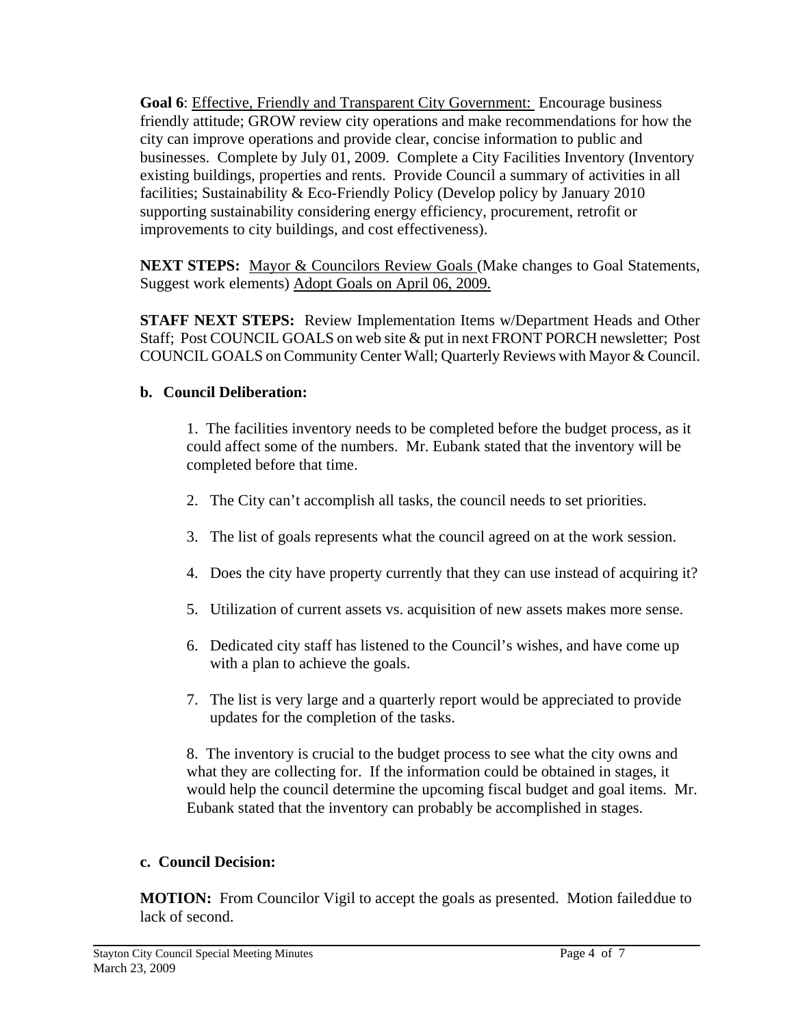**Goal 6**: Effective, Friendly and Transparent City Government: Encourage business friendly attitude; GROW review city operations and make recommendations for how the city can improve operations and provide clear, concise information to public and businesses. Complete by July 01, 2009. Complete a City Facilities Inventory (Inventory existing buildings, properties and rents. Provide Council a summary of activities in all facilities; Sustainability & Eco-Friendly Policy (Develop policy by January 2010 supporting sustainability considering energy efficiency, procurement, retrofit or improvements to city buildings, and cost effectiveness).

**NEXT STEPS:** Mayor & Councilors Review Goals (Make changes to Goal Statements, Suggest work elements) Adopt Goals on April 06, 2009.

**STAFF NEXT STEPS:** Review Implementation Items w/Department Heads and Other Staff; Post COUNCIL GOALS on web site & put in next FRONT PORCH newsletter; Post COUNCIL GOALS on Community Center Wall; Quarterly Reviews with Mayor & Council.

**b. Council Deliberation:**

1. The facilities inventory needs to be completed before the budget process, as it could affect some of the numbers. Mr. Eubank stated that the inventory will be completed before that time.
2. The City can't accomplish all tasks, the council needs to set priorities.
3. The list of goals represents what the council agreed on at the work session.
4. Does the city have property currently that they can use instead of acquiring it?
5. Utilization of current assets vs. acquisition of new assets makes more sense.
6. Dedicated city staff has listened to the Council's wishes, and have come up with a plan to achieve the goals.
7. The list is very large and a quarterly report would be appreciated to provide updates for the completion of the tasks.
8. The inventory is crucial to the budget process to see what the city owns and what they are collecting for. If the information could be obtained in stages, it would help the council determine the upcoming fiscal budget and goal items. Mr. Eubank stated that the inventory can probably be accomplished in stages.

**c. Council Decision:**

**MOTION:** From Councilor Vigil to accept the goals as presented. Motion failed due to lack of second.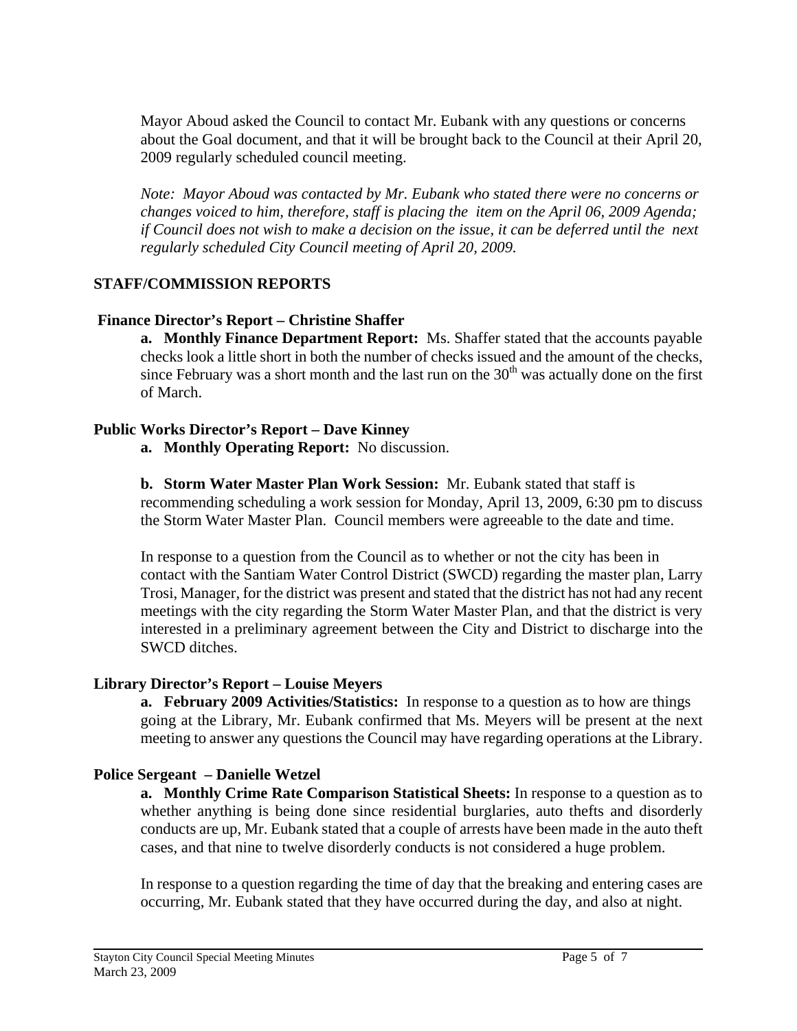Mayor Aboud asked the Council to contact Mr. Eubank with any questions or concerns about the Goal document, and that it will be brought back to the Council at their April 20, 2009 regularly scheduled council meeting.

*Note: Mayor Aboud was contacted by Mr. Eubank who stated there were no concerns or changes voiced to him, therefore, staff is placing the item on the April 06, 2009 Agenda; if Council does not wish to make a decision on the issue, it can be deferred until the next regularly scheduled City Council meeting of April 20, 2009.*

## STAFF/COMMISSION REPORTS

### Finance Director's Report – Christine Shaffer

**a. Monthly Finance Department Report:** Ms. Shaffer stated that the accounts payable checks look a little short in both the number of checks issued and the amount of the checks, since February was a short month and the last run on the 30th was actually done on the first of March.

### Public Works Director's Report – Dave Kinney

**a. Monthly Operating Report:** No discussion.

**b. Storm Water Master Plan Work Session:** Mr. Eubank stated that staff is recommending scheduling a work session for Monday, April 13, 2009, 6:30 pm to discuss the Storm Water Master Plan. Council members were agreeable to the date and time.

In response to a question from the Council as to whether or not the city has been in contact with the Santiam Water Control District (SWCD) regarding the master plan, Larry Trosi, Manager, for the district was present and stated that the district has not had any recent meetings with the city regarding the Storm Water Master Plan, and that the district is very interested in a preliminary agreement between the City and District to discharge into the SWCD ditches.

### Library Director's Report – Louise Meyers

**a. February 2009 Activities/Statistics:** In response to a question as to how are things going at the Library, Mr. Eubank confirmed that Ms. Meyers will be present at the next meeting to answer any questions the Council may have regarding operations at the Library.

### Police Sergeant – Danielle Wetzel

**a. Monthly Crime Rate Comparison Statistical Sheets:** In response to a question as to whether anything is being done since residential burglaries, auto thefts and disorderly conducts are up, Mr. Eubank stated that a couple of arrests have been made in the auto theft cases, and that nine to twelve disorderly conducts is not considered a huge problem.

In response to a question regarding the time of day that the breaking and entering cases are occurring, Mr. Eubank stated that they have occurred during the day, and also at night.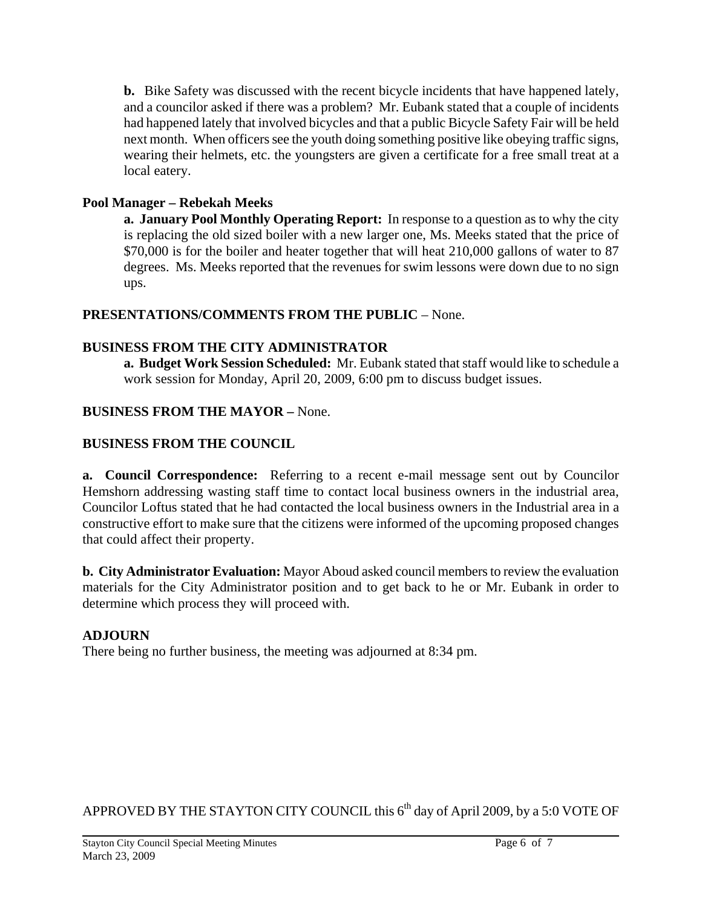**b.** Bike Safety was discussed with the recent bicycle incidents that have happened lately, and a councilor asked if there was a problem? Mr. Eubank stated that a couple of incidents had happened lately that involved bicycles and that a public Bicycle Safety Fair will be held next month. When officers see the youth doing something positive like obeying traffic signs, wearing their helmets, etc. the youngsters are given a certificate for a free small treat at a local eatery.

**Pool Manager – Rebekah Meeks**

**a. January Pool Monthly Operating Report:** In response to a question as to why the city is replacing the old sized boiler with a new larger one, Ms. Meeks stated that the price of $70,000 is for the boiler and heater together that will heat 210,000 gallons of water to 87 degrees. Ms. Meeks reported that the revenues for swim lessons were down due to no sign ups.

**PRESENTATIONS/COMMENTS FROM THE PUBLIC** – None.

**BUSINESS FROM THE CITY ADMINISTRATOR**

**a. Budget Work Session Scheduled:** Mr. Eubank stated that staff would like to schedule a work session for Monday, April 20, 2009, 6:00 pm to discuss budget issues.

**BUSINESS FROM THE MAYOR –** None.

**BUSINESS FROM THE COUNCIL**

**a. Council Correspondence:** Referring to a recent e-mail message sent out by Councilor Hemshorn addressing wasting staff time to contact local business owners in the industrial area, Councilor Loftus stated that he had contacted the local business owners in the Industrial area in a constructive effort to make sure that the citizens were informed of the upcoming proposed changes that could affect their property.

**b. City Administrator Evaluation:** Mayor Aboud asked council members to review the evaluation materials for the City Administrator position and to get back to he or Mr. Eubank in order to determine which process they will proceed with.

**ADJOURN**

There being no further business, the meeting was adjourned at 8:34 pm.

APPROVED BY THE STAYTON CITY COUNCIL this 6th day of April 2009, by a 5:0 VOTE OF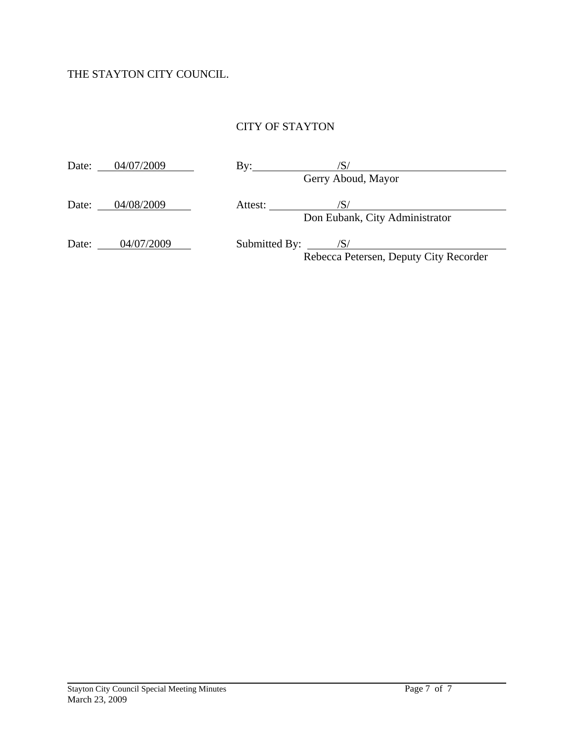THE STAYTON CITY COUNCIL.

CITY OF STAYTON

Date: 04/07/2009 By: /S/
Gerry Aboud, Mayor

Date: 04/08/2009 Attest: /S/
Don Eubank, City Administrator

Date: 04/07/2009 Submitted By: /S/
Rebecca Petersen, Deputy City Recorder